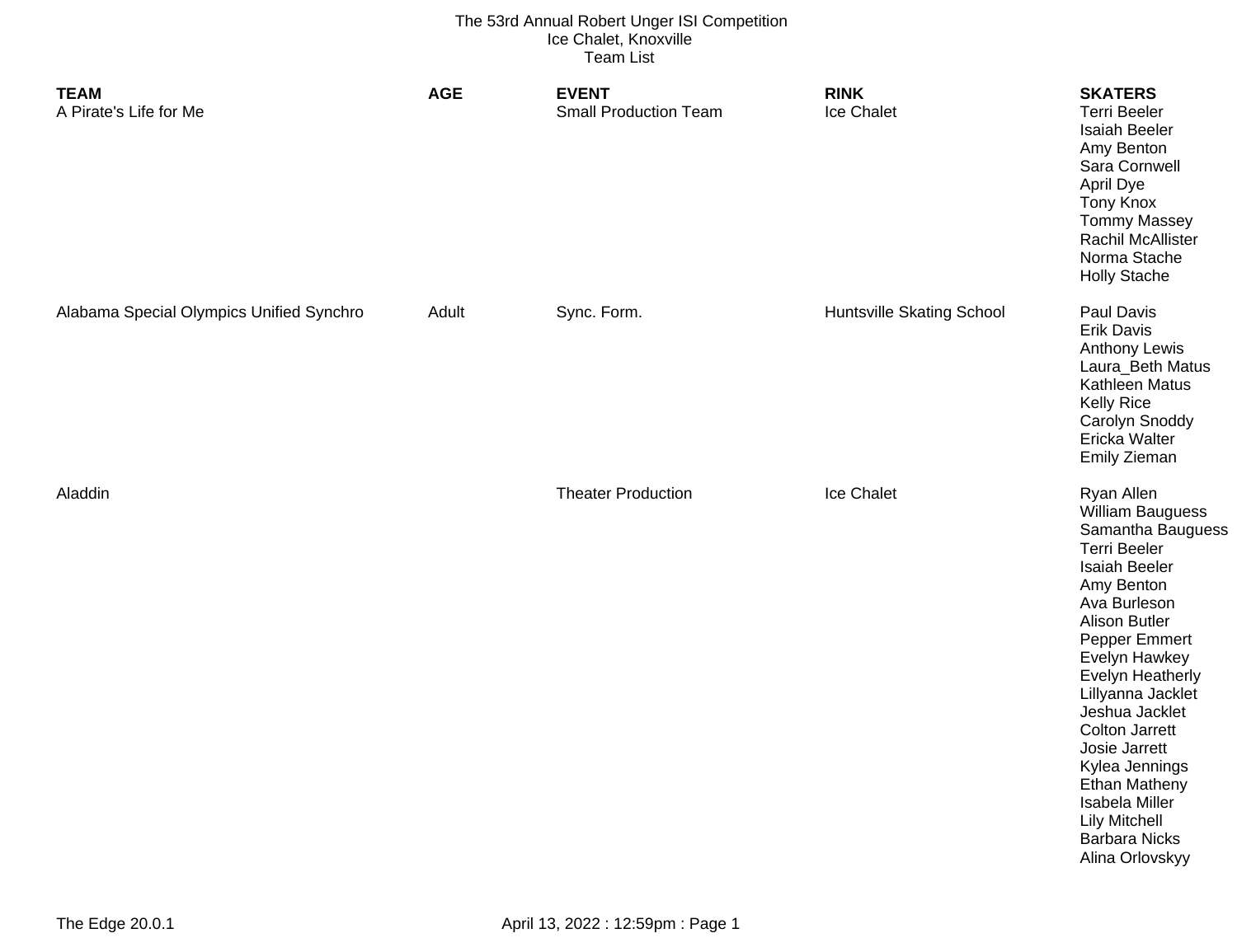The 53rd Annual Robert Unger ISI Competition
Ice Chalet, Knoxville
Team List

| TEAM | AGE | EVENT | RINK | SKATERS |
| --- | --- | --- | --- | --- |
| A Pirate's Life for Me | | Small Production Team | Ice Chalet | Terri Beeler<br>Isaiah Beeler<br>Amy Benton<br>Sara Cornwell<br>April Dye<br>Tony Knox<br>Tommy Massey<br>Rachil McAllister<br>Norma Stache<br>Holly Stache |
| Alabama Special Olympics Unified Synchro | Adult | Sync. Form. | Huntsville Skating School | Paul Davis<br>Erik Davis<br>Anthony Lewis<br>Laura_Beth Matus<br>Kathleen Matus<br>Kelly Rice<br>Carolyn Snoddy<br>Ericka Walter<br>Emily Zieman |
| Aladdin | | Theater Production | Ice Chalet | Ryan Allen<br>William Bauguess<br>Samantha Bauguess<br>Terri Beeler<br>Isaiah Beeler<br>Amy Benton<br>Ava Burleson<br>Alison Butler<br>Pepper Emmert<br>Evelyn Hawkey<br>Evelyn Heatherly<br>Lillyanna Jacklet<br>Jeshua Jacklet<br>Colton Jarrett<br>Josie Jarrett<br>Kylea Jennings<br>Ethan Matheny<br>Isabela Miller<br>Lily Mitchell<br>Barbara Nicks<br>Alina Orlovskyy |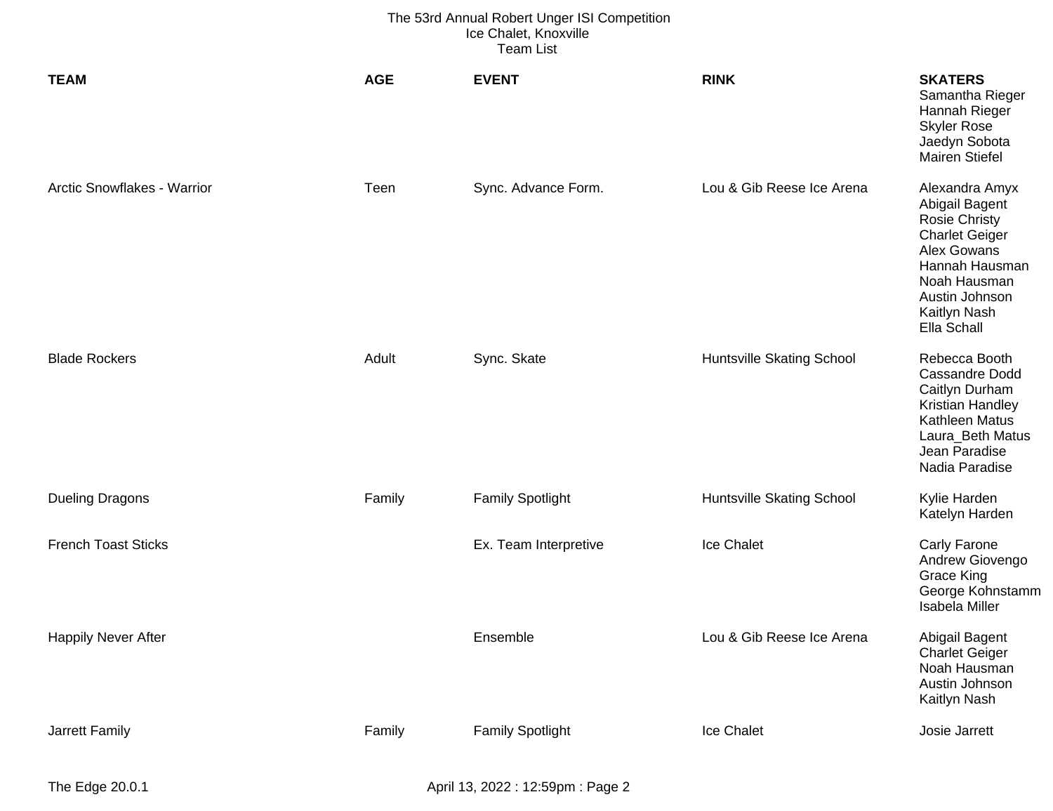The 53rd Annual Robert Unger ISI Competition
Ice Chalet, Knoxville
Team List

| TEAM | AGE | EVENT | RINK | SKATERS |
|---|---|---|---|---|
| | | | | Samantha Rieger<br>Hannah Rieger<br>Skyler Rose<br>Jaedyn Sobota<br>Mairen Stiefel |
| Arctic Snowflakes - Warrior | Teen | Sync. Advance Form. | Lou & Gib Reese Ice Arena | Alexandra Amyx<br>Abigail Bagent<br>Rosie Christy<br>Charlet Geiger<br>Alex Gowans<br>Hannah Hausman<br>Noah Hausman<br>Austin Johnson<br>Kaitlyn Nash<br>Ella Schall |
| Blade Rockers | Adult | Sync. Skate | Huntsville Skating School | Rebecca Booth<br>Cassandre Dodd<br>Caitlyn Durham<br>Kristian Handley<br>Kathleen Matus<br>Laura_Beth Matus<br>Jean Paradise<br>Nadia Paradise |
| Dueling Dragons | Family | Family Spotlight | Huntsville Skating School | Kylie Harden<br>Katelyn Harden |
| French Toast Sticks | | Ex. Team Interpretive | Ice Chalet | Carly Farone<br>Andrew Giovengo<br>Grace King<br>George Kohnstamm<br>Isabela Miller |
| Happily Never After | | Ensemble | Lou & Gib Reese Ice Arena | Abigail Bagent<br>Charlet Geiger<br>Noah Hausman<br>Austin Johnson<br>Kaitlyn Nash |
| Jarrett Family | Family | Family Spotlight | Ice Chalet | Josie Jarrett |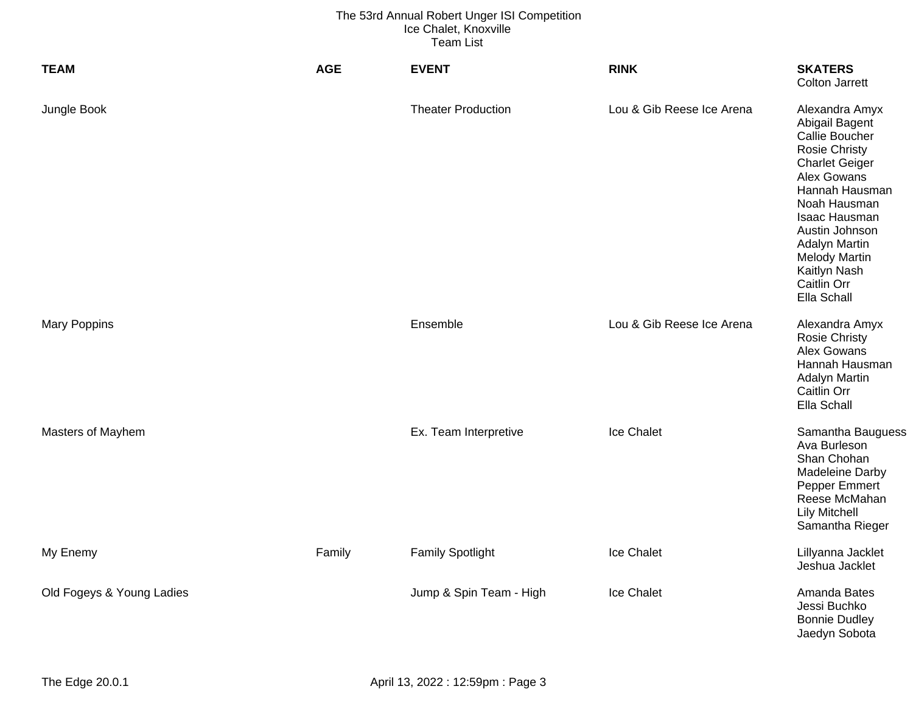The 53rd Annual Robert Unger ISI Competition
Ice Chalet, Knoxville
Team List

| TEAM | AGE | EVENT | RINK | SKATERS |
|---|---|---|---|---|
| | | | | Colton Jarrett |
| Jungle Book | | Theater Production | Lou & Gib Reese Ice Arena | Alexandra Amyx<br>Abigail Bagent<br>Callie Boucher<br>Rosie Christy<br>Charlet Geiger<br>Alex Gowans<br>Hannah Hausman<br>Noah Hausman<br>Isaac Hausman<br>Austin Johnson<br>Adalyn Martin<br>Melody Martin<br>Kaitlyn Nash<br>Caitlin Orr<br>Ella Schall |
| Mary Poppins | | Ensemble | Lou & Gib Reese Ice Arena | Alexandra Amyx<br>Rosie Christy<br>Alex Gowans<br>Hannah Hausman<br>Adalyn Martin<br>Caitlin Orr<br>Ella Schall |
| Masters of Mayhem | | Ex. Team Interpretive | Ice Chalet | Samantha Bauguess<br>Ava Burleson<br>Shan Chohan<br>Madeleine Darby<br>Pepper Emmert<br>Reese McMahan<br>Lily Mitchell<br>Samantha Rieger |
| My Enemy | Family | Family Spotlight | Ice Chalet | Lillyanna Jacklet<br>Jeshua Jacklet |
| Old Fogeys & Young Ladies | | Jump & Spin Team - High | Ice Chalet | Amanda Bates<br>Jessi Buchko<br>Bonnie Dudley<br>Jaedyn Sobota |

The Edge 20.0.1 April 13, 2022 : 12:59pm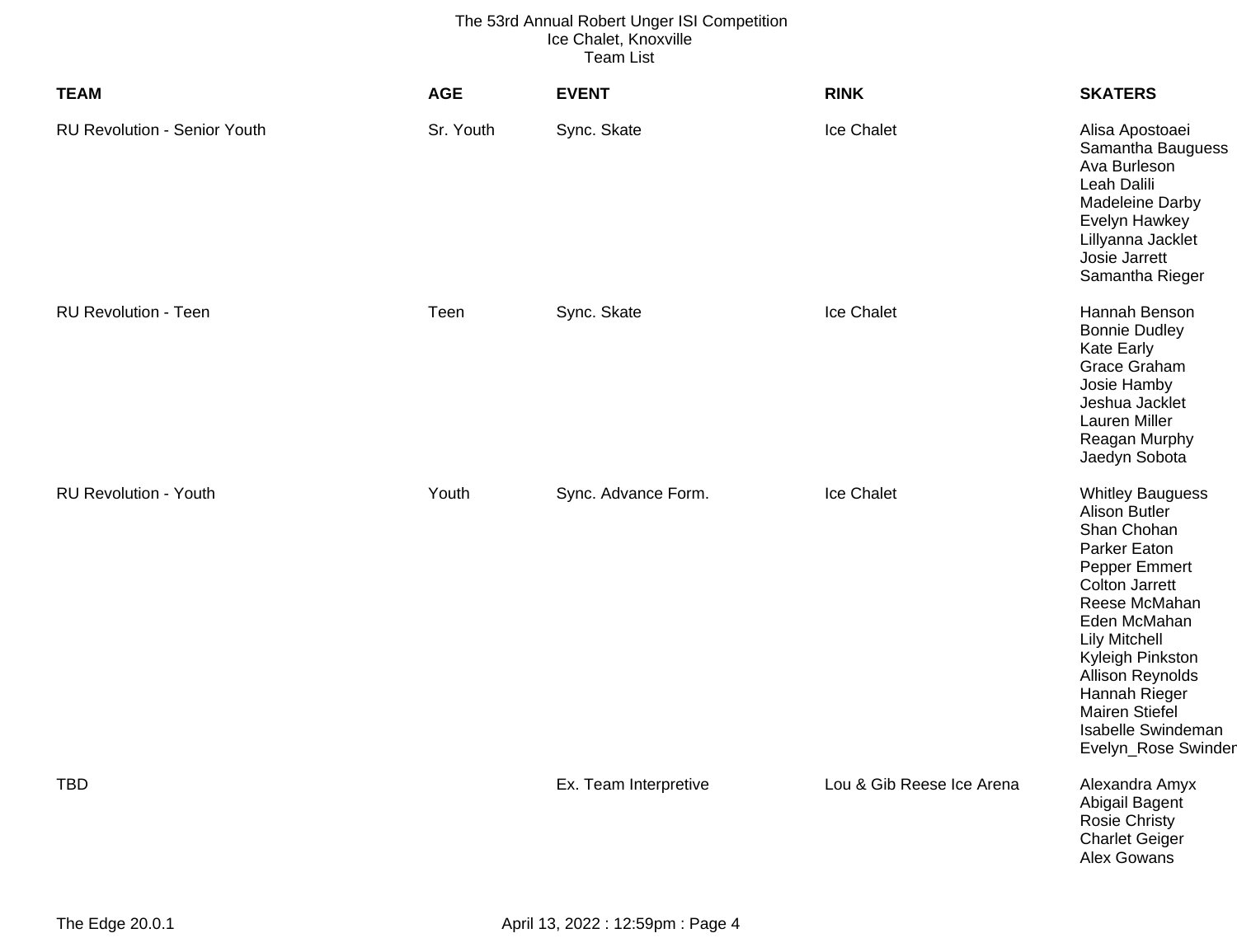The 53rd Annual Robert Unger ISI Competition
Ice Chalet, Knoxville
Team List

| TEAM | AGE | EVENT | RINK | SKATERS |
|---|---|---|---|---|
| RU Revolution - Senior Youth | Sr. Youth | Sync. Skate | Ice Chalet | Alisa Apostoaei<br>Samantha Bauguess<br>Ava Burleson<br>Leah Dalili<br>Madeleine Darby<br>Evelyn Hawkey<br>Lillyanna Jacklet<br>Josie Jarrett<br>Samantha Rieger |
| RU Revolution - Teen | Teen | Sync. Skate | Ice Chalet | Hannah Benson<br>Bonnie Dudley<br>Kate Early<br>Grace Graham<br>Josie Hamby<br>Jeshua Jacklet<br>Lauren Miller<br>Reagan Murphy<br>Jaedyn Sobota |
| RU Revolution - Youth | Youth | Sync. Advance Form. | Ice Chalet | Whitley Bauguess<br>Alison Butler<br>Shan Chohan<br>Parker Eaton<br>Pepper Emmert<br>Colton Jarrett<br>Reese McMahan<br>Eden McMahan<br>Lily Mitchell<br>Kyleigh Pinkston<br>Allison Reynolds<br>Hannah Rieger<br>Mairen Stiefel<br>Isabelle Swindeman<br>Evelyn_Rose Swinder |
| TBD | | Ex. Team Interpretive | Lou & Gib Reese Ice Arena | Alexandra Amyx<br>Abigail Bagent<br>Rosie Christy<br>Charlet Geiger<br>Alex Gowans |

The Edge 20.0.1 April 13, 2022 : 12:59pm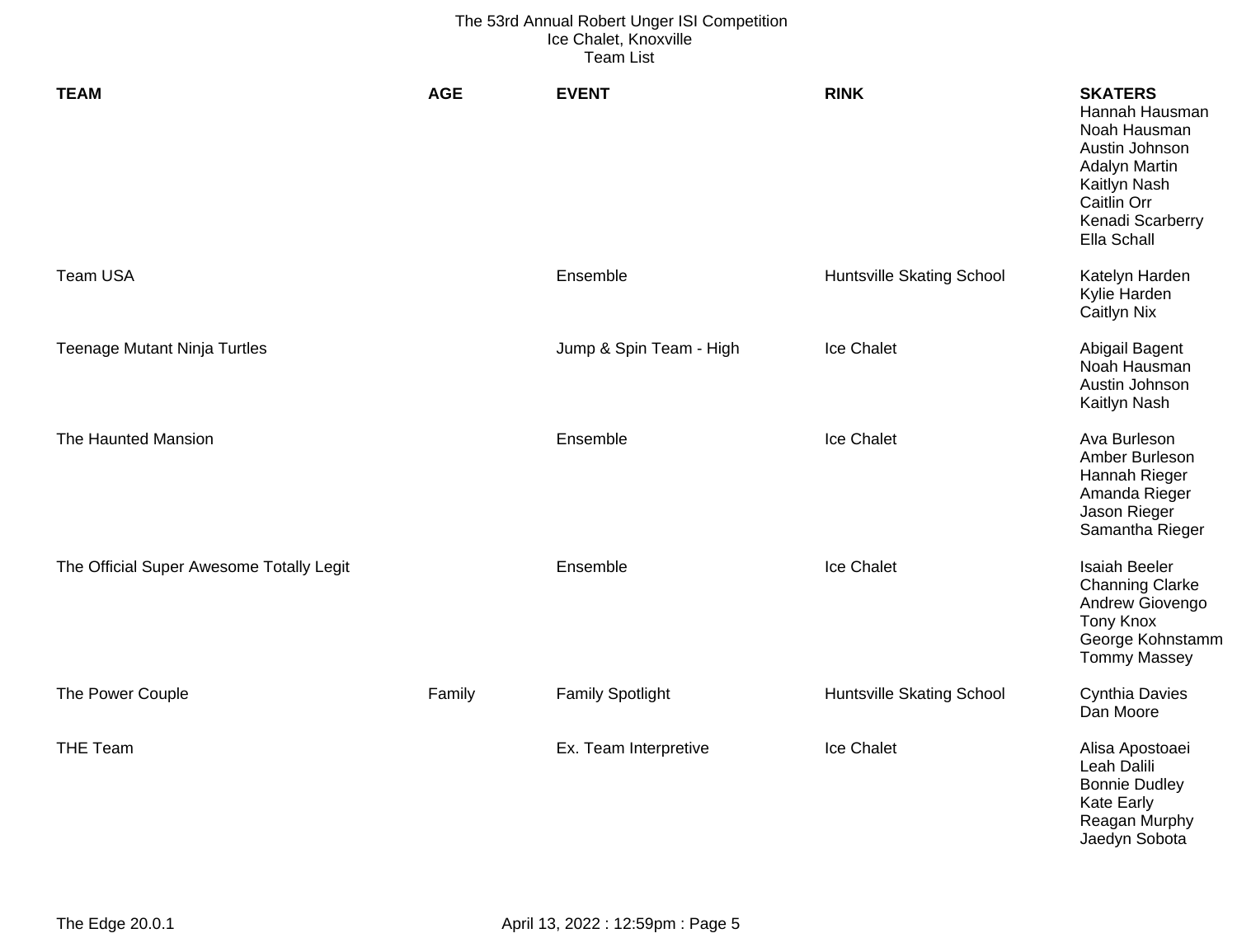The 53rd Annual Robert Unger ISI Competition
Ice Chalet, Knoxville
Team List

| TEAM | AGE | EVENT | RINK | SKATERS |
|---|---|---|---|---|
| | | | | Hannah Hausman<br>Noah Hausman<br>Austin Johnson<br>Adalyn Martin<br>Kaitlyn Nash<br>Caitlin Orr<br>Kenadi Scarberry<br>Ella Schall |
| Team USA | | Ensemble | Huntsville Skating School | Katelyn Harden<br>Kylie Harden<br>Caitlyn Nix |
| Teenage Mutant Ninja Turtles | | Jump & Spin Team - High | Ice Chalet | Abigail Bagent<br>Noah Hausman<br>Austin Johnson<br>Kaitlyn Nash |
| The Haunted Mansion | | Ensemble | Ice Chalet | Ava Burleson<br>Amber Burleson<br>Hannah Rieger<br>Amanda Rieger<br>Jason Rieger<br>Samantha Rieger |
| The Official Super Awesome Totally Legit | | Ensemble | Ice Chalet | Isaiah Beeler<br>Channing Clarke<br>Andrew Giovengo<br>Tony Knox<br>George Kohnstamm<br>Tommy Massey |
| The Power Couple | Family | Family Spotlight | Huntsville Skating School | Cynthia Davies<br>Dan Moore |
| THE Team | | Ex. Team Interpretive | Ice Chalet | Alisa Apostoaei<br>Leah Dalili<br>Bonnie Dudley<br>Kate Early<br>Reagan Murphy<br>Jaedyn Sobota |

The Edge 20.0.1 April 13, 2022 : 12:59pm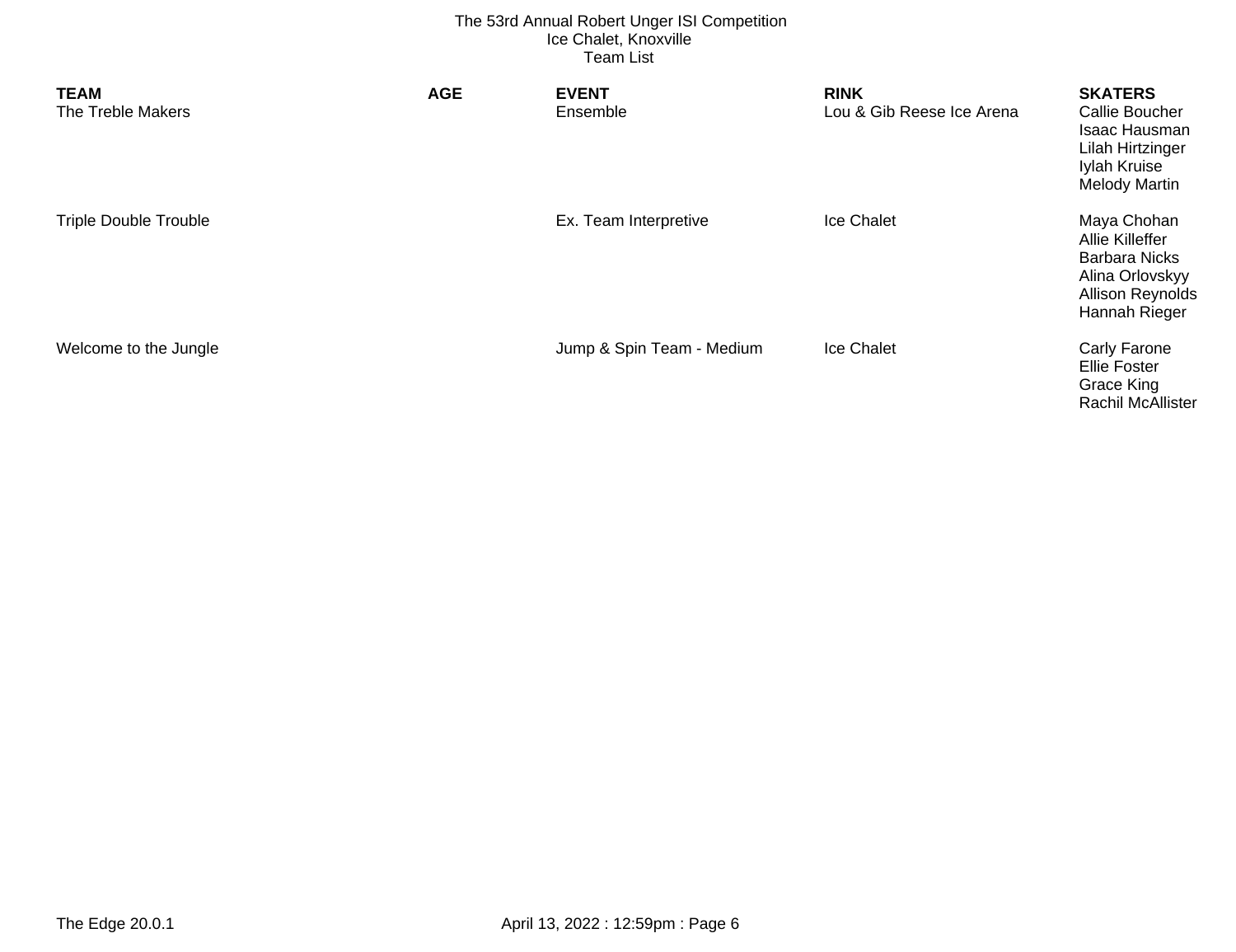The 53rd Annual Robert Unger ISI Competition
Ice Chalet, Knoxville
Team List

| TEAM | AGE | EVENT | RINK | SKATERS |
|---|---|---|---|---|
| The Treble Makers | | Ensemble | Lou & Gib Reese Ice Arena | Callie Boucher<br>Isaac Hausman<br>Lilah Hirtzinger<br>Iylah Kruise<br>Melody Martin |
| Triple Double Trouble | | Ex. Team Interpretive | Ice Chalet | Maya Chohan<br>Allie Killeffer<br>Barbara Nicks<br>Alina Orlovskyy<br>Allison Reynolds<br>Hannah Rieger |
| Welcome to the Jungle | | Jump & Spin Team - Medium | Ice Chalet | Carly Farone<br>Ellie Foster<br>Grace King<br>Rachil McAllister |

The Edge 20.0.1

April 13, 2022 : 12:59pm